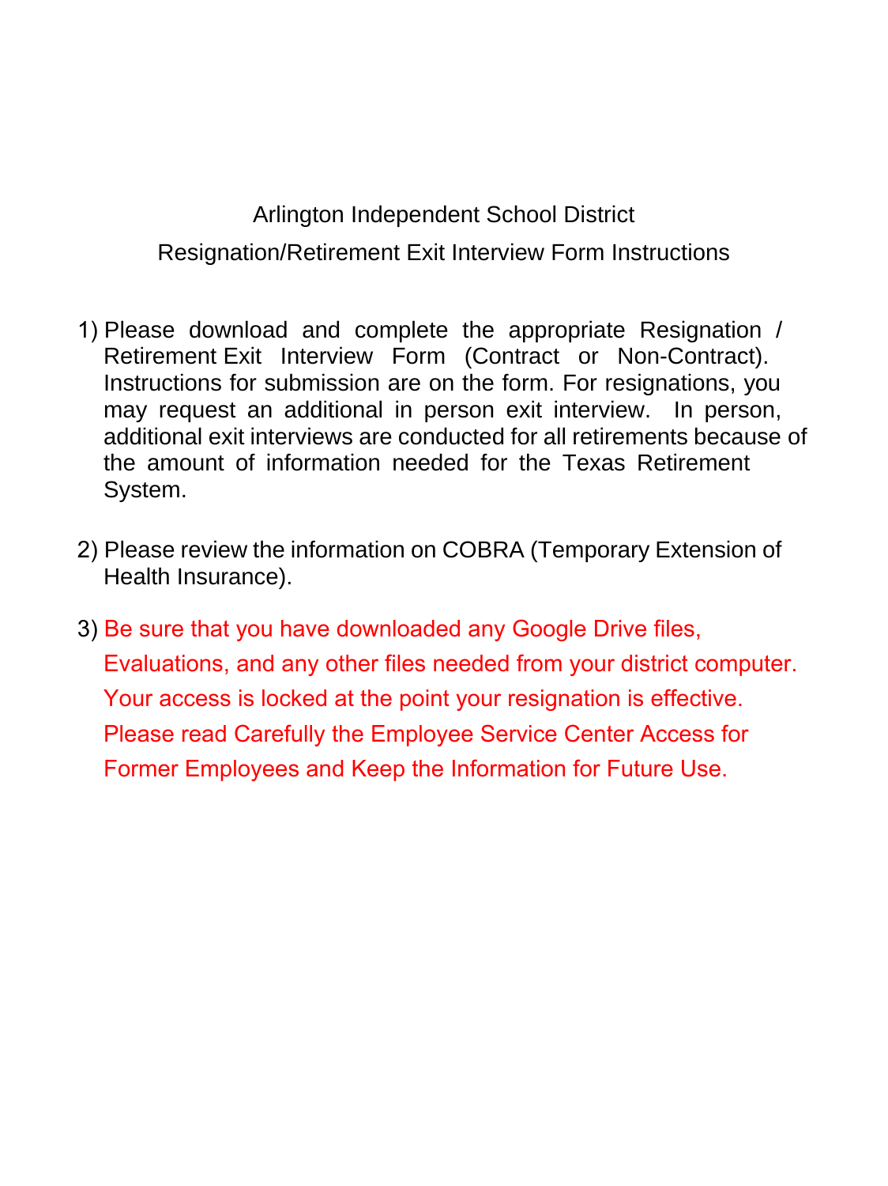# Arlington Independent School District

## Resignation/Retirement Exit Interview Form Instructions

1) Please download and complete the appropriate Resignation / Retirement Exit Interview Form (Contract or Non-Contract). Instructions for submission are on the form. For resignations, you may request an additional in person exit interview. In person, additional exit interviews are conducted for all retirements because of the amount of information needed for the Texas Retirement System.

2) Please review the information on COBRA (Temporary Extension of Health Insurance).

3) Be sure that you have downloaded any Google Drive files, Evaluations, and any other files needed from your district computer. Your access is locked at the point your resignation is effective. Please read Carefully the Employee Service Center Access for Former Employees and Keep the Information for Future Use.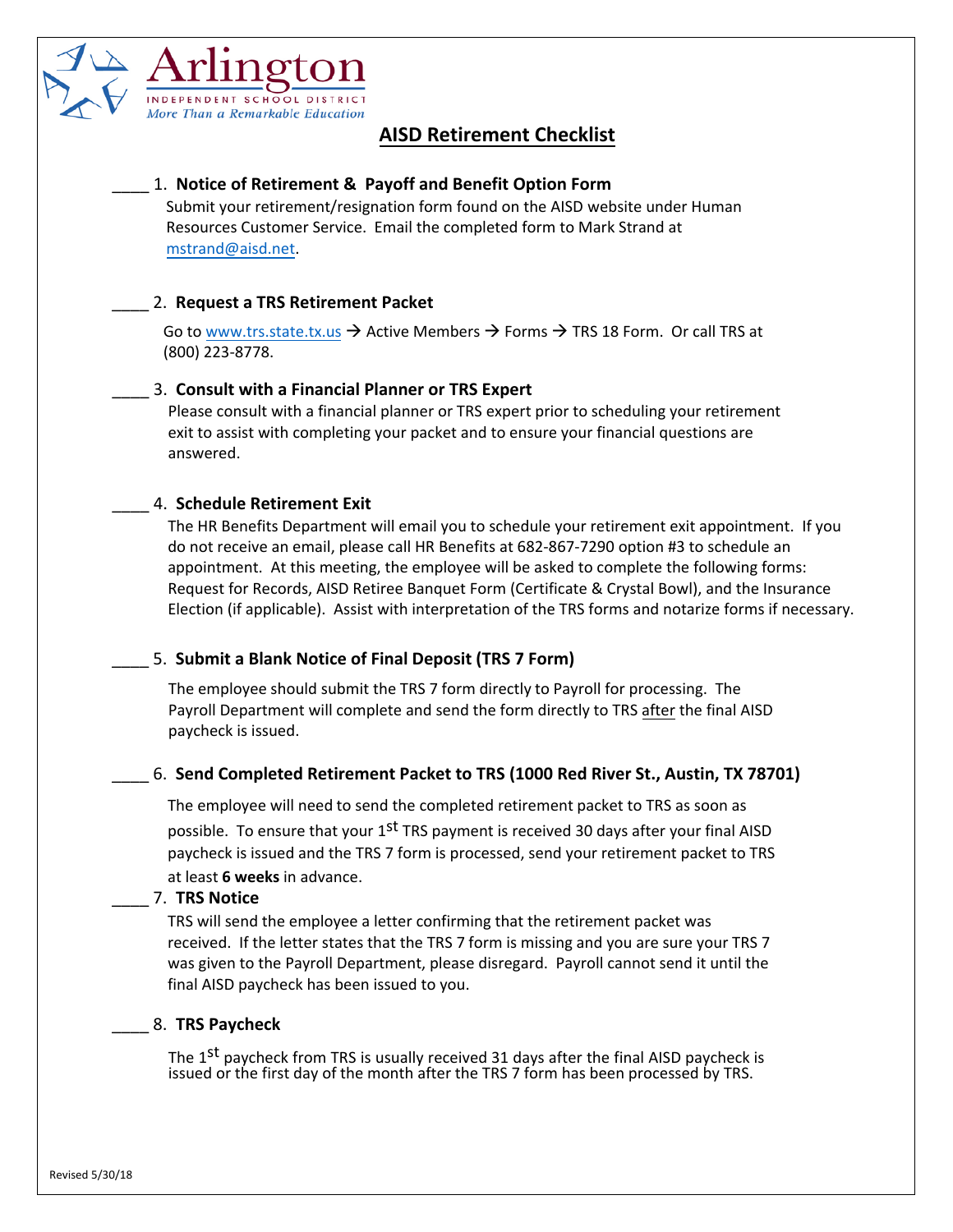Arlington

INDEPENDENT SCHOOL DISTRICT

*More Than a Remarkable Education*

# AISD Retirement Checklist

____ 1. **Notice of Retirement & Payoff and Benefit Option Form**

Submit your retirement/resignation form found on the AISD website under Human Resources Customer Service. Email the completed form to Mark Strand at mstrand@aisd.net.

____ 2. **Request a TRS Retirement Packet**

Go to www.trs.state.tx.us → Active Members → Forms → TRS 18 Form. Or call TRS at (800) 223-8778.

____ 3. **Consult with a Financial Planner or TRS Expert**

Please consult with a financial planner or TRS expert prior to scheduling your retirement exit to assist with completing your packet and to ensure your financial questions are answered.

____ 4. **Schedule Retirement Exit**

The HR Benefits Department will email you to schedule your retirement exit appointment. If you do not receive an email, please call HR Benefits at 682-867-7290 option #3 to schedule an appointment. At this meeting, the employee will be asked to complete the following forms: Request for Records, AISD Retiree Banquet Form (Certificate & Crystal Bowl), and the Insurance Election (if applicable). Assist with interpretation of the TRS forms and notarize forms if necessary.

____ 5. **Submit a Blank Notice of Final Deposit (TRS 7 Form)**

The employee should submit the TRS 7 form directly to Payroll for processing. The Payroll Department will complete and send the form directly to TRS after the final AISD paycheck is issued.

____ 6. **Send Completed Retirement Packet to TRS (1000 Red River St., Austin, TX 78701)**

The employee will need to send the completed retirement packet to TRS as soon as possible. To ensure that your 1st TRS payment is received 30 days after your final AISD paycheck is issued and the TRS 7 form is processed, send your retirement packet to TRS at least **6 weeks** in advance.

____ 7. **TRS Notice**

TRS will send the employee a letter confirming that the retirement packet was received. If the letter states that the TRS 7 form is missing and you are sure your TRS 7 was given to the Payroll Department, please disregard. Payroll cannot send it until the final AISD paycheck has been issued to you.

____ 8. **TRS Paycheck**

The 1st paycheck from TRS is usually received 31 days after the final AISD paycheck is issued or the first day of the month after the TRS 7 form has been processed by TRS.

Revised 5/30/18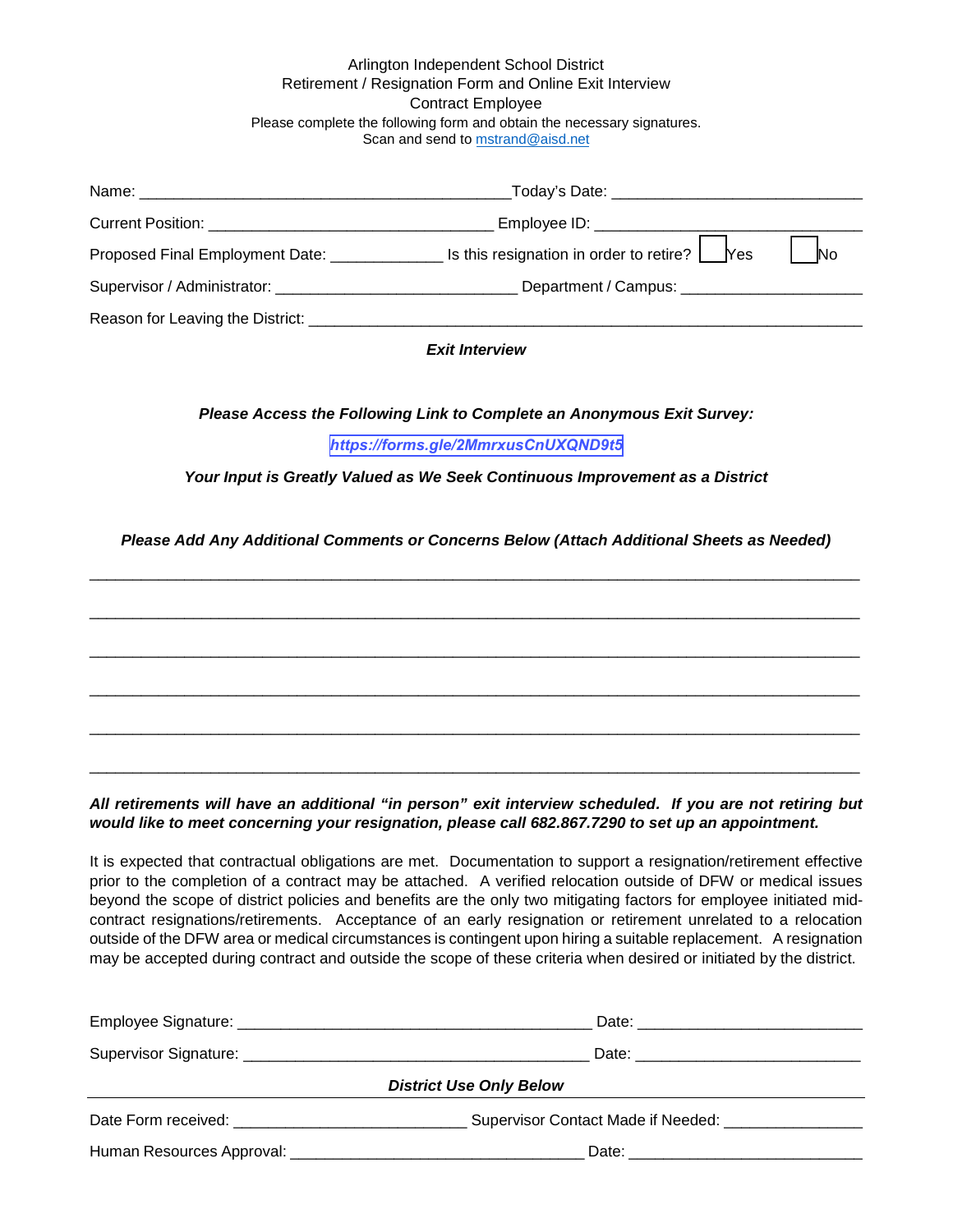Arlington Independent School District
Retirement / Resignation Form and Online Exit Interview
Contract Employee

Please complete the following form and obtain the necessary signatures.
Scan and send to mstrand@aisd.net

Name: ________________________________________ Today's Date: ____________________________

Current Position: ______________________________ Employee ID: ______________________________

Proposed Final Employment Date: ____________ Is this resignation in order to retire? ☐ Yes ☐ No

Supervisor / Administrator: ___________________________ Department / Campus: ____________________

Reason for Leaving the District: ____________________________________________________________

***Exit Interview***

***Please Access the Following Link to Complete an Anonymous Exit Survey:***

***https://forms.gle/2MmrxusCnUXQND9t5***

***Your Input is Greatly Valued as We Seek Continuous Improvement as a District***

***Please Add Any Additional Comments or Concerns Below (Attach Additional Sheets as Needed)***

_______________________________________________________________________________

_______________________________________________________________________________

_______________________________________________________________________________

_______________________________________________________________________________

_______________________________________________________________________________

_______________________________________________________________________________

***All retirements will have an additional "in person" exit interview scheduled. If you are not retiring but would like to meet concerning your resignation, please call 682.867.7290 to set up an appointment.***

It is expected that contractual obligations are met. Documentation to support a resignation/retirement effective prior to the completion of a contract may be attached. A verified relocation outside of DFW or medical issues beyond the scope of district policies and benefits are the only two mitigating factors for employee initiated mid-contract resignations/retirements. Acceptance of an early resignation or retirement unrelated to a relocation outside of the DFW area or medical circumstances is contingent upon hiring a suitable replacement. A resignation may be accepted during contract and outside the scope of these criteria when desired or initiated by the district.

Employee Signature: ______________________________________ Date: _________________________

Supervisor Signature: _____________________________________ Date: _________________________

***District Use Only Below***

Date Form received: __________________________ Supervisor Contact Made if Needed: ________________

Human Resources Approval: _________________________________ Date: __________________________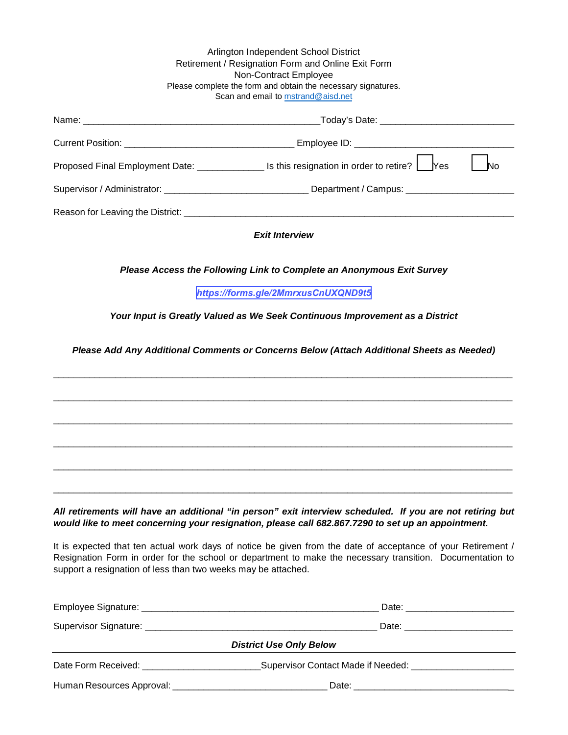Arlington Independent School District
Retirement / Resignation Form and Online Exit Form
Non-Contract Employee
Please complete the form and obtain the necessary signatures.
Scan and email to mstrand@aisd.net

Name: _______________________________________________Today's Date: _________________________

Current Position: _________________________________ Employee ID: ______________________________

Proposed Final Employment Date: _____________ Is this resignation in order to retire? ☐ Yes ☐ No

Supervisor / Administrator: ____________________________ Department / Campus: _____________________

Reason for Leaving the District: ________________________________________________________________

***Exit Interview***

***Please Access the Following Link to Complete an Anonymous Exit Survey***

***https://forms.gle/2MmrxusCnUXQND9t5***

***Your Input is Greatly Valued as We Seek Continuous Improvement as a District***

***Please Add Any Additional Comments or Concerns Below (Attach Additional Sheets as Needed)***

______________________________________________________________________________________

______________________________________________________________________________________

______________________________________________________________________________________

______________________________________________________________________________________

______________________________________________________________________________________

______________________________________________________________________________________

***All retirements will have an additional "in person" exit interview scheduled. If you are not retiring but would like to meet concerning your resignation, please call 682.867.7290 to set up an appointment.***

It is expected that ten actual work days of notice be given from the date of acceptance of your Retirement / Resignation Form in order for the school or department to make the necessary transition. Documentation to support a resignation of less than two weeks may be attached.

Employee Signature: ______________________________________________ Date: _____________________

Supervisor Signature: _____________________________________________ Date: _____________________

***District Use Only Below***

Date Form Received: ______________________Supervisor Contact Made if Needed: ____________________

Human Resources Approval: ______________________________ Date: _______________________________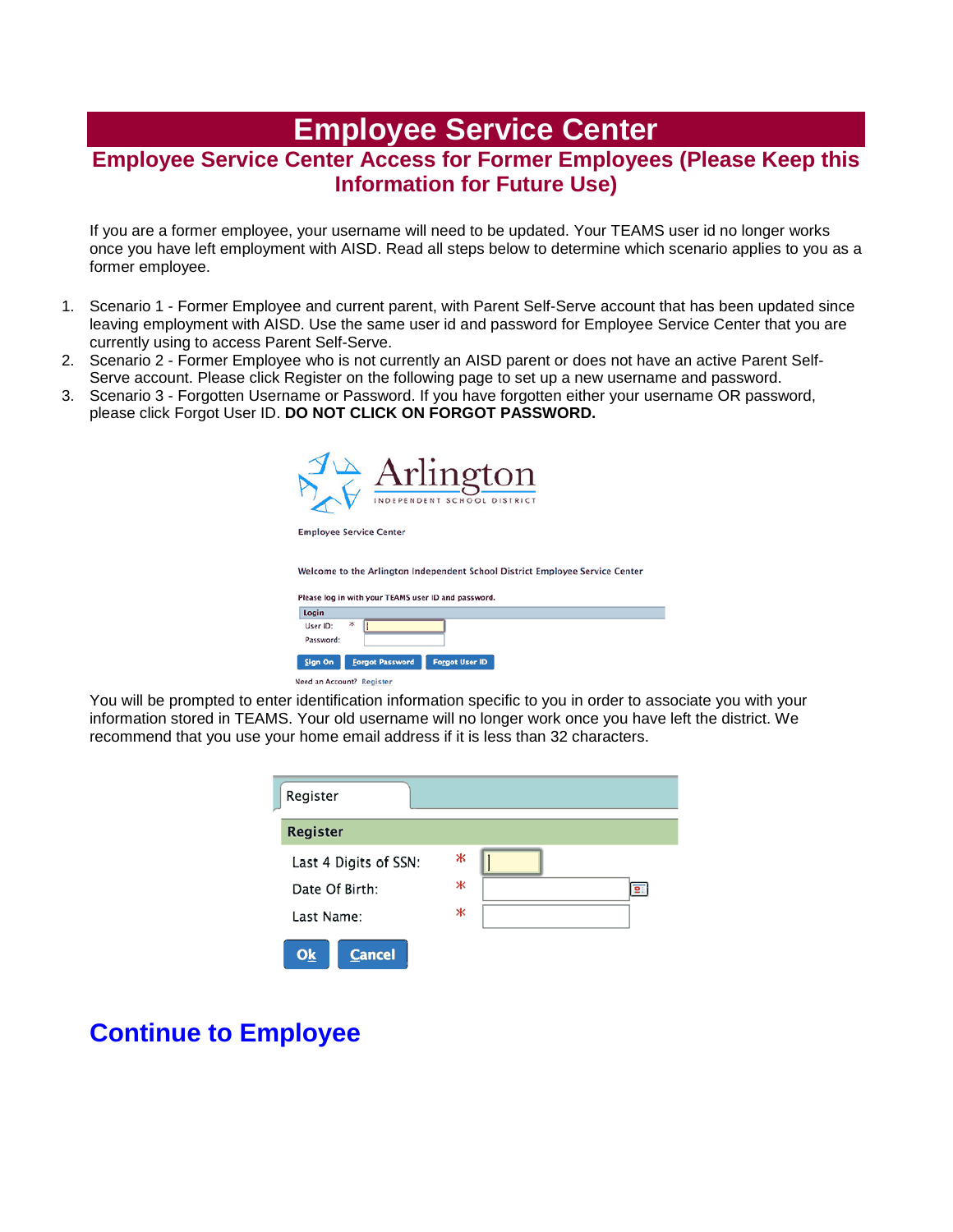# Employee Service Center

## Employee Service Center Access for Former Employees (Please Keep this Information for Future Use)

If you are a former employee, your username will need to be updated. Your TEAMS user id no longer works once you have left employment with AISD. Read all steps below to determine which scenario applies to you as a former employee.

1. Scenario 1 - Former Employee and current parent, with Parent Self-Serve account that has been updated since leaving employment with AISD. Use the same user id and password for Employee Service Center that you are currently using to access Parent Self-Serve.
2. Scenario 2 - Former Employee who is not currently an AISD parent or does not have an active Parent Self-Serve account. Please click Register on the following page to set up a new username and password.
3. Scenario 3 - Forgotten Username or Password. If you have forgotten either your username OR password, please click Forgot User ID. **DO NOT CLICK ON FORGOT PASSWORD.**

Arlington
INDEPENDENT SCHOOL DISTRICT

Employee Service Center

Welcome to the Arlington Independent School District Employee Service Center

Please log in with your TEAMS user ID and password.

Login

User ID: *

Password:

Sign On | Forgot Password | Forgot User ID

Need an Account? Register

You will be prompted to enter identification information specific to you in order to associate you with your information stored in TEAMS. Your old username will no longer work once you have left the district. We recommend that you use your home email address if it is less than 32 characters.

Register

**Register**

Last 4 Digits of SSN: *

Date Of Birth: *

Last Name: *

Ok | Cancel

## Continue to Employee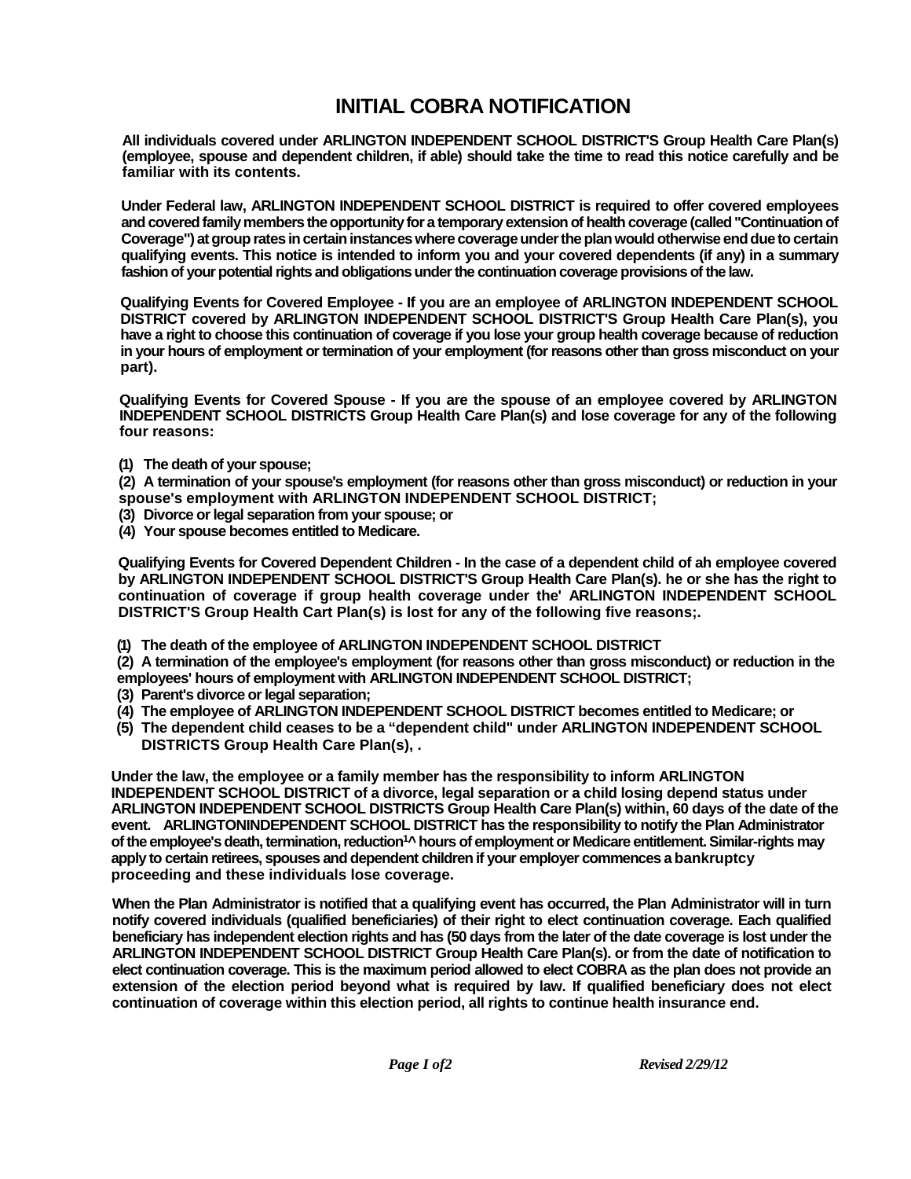# INITIAL COBRA NOTIFICATION

**All individuals covered under ARLINGTON INDEPENDENT SCHOOL DISTRICT'S Group Health Care Plan(s) (employee, spouse and dependent children, if able) should take the time to read this notice carefully and be familiar with its contents.**

**Under Federal law, ARLINGTON INDEPENDENT SCHOOL DISTRICT is required to offer covered employees and covered family members the opportunity for a temporary extension of health coverage (called "Continuation of Coverage") at group rates in certain instances where coverage under the plan would otherwise end due to certain qualifying events. This notice is intended to inform you and your covered dependents (if any) in a summary fashion of your potential rights and obligations under the continuation coverage provisions of the law.**

**Qualifying Events for Covered Employee - If you are an employee of ARLINGTON INDEPENDENT SCHOOL DISTRICT covered by ARLINGTON INDEPENDENT SCHOOL DISTRICT'S Group Health Care Plan(s), you have a right to choose this continuation of coverage if you lose your group health coverage because of reduction in your hours of employment or termination of your employment (for reasons other than gross misconduct on your part).**

**Qualifying Events for Covered Spouse - If you are the spouse of an employee covered by ARLINGTON INDEPENDENT SCHOOL DISTRICTS Group Health Care Plan(s) and lose coverage for any of the following four reasons:**

**(1) The death of your spouse;**
**(2) A termination of your spouse's employment (for reasons other than gross misconduct) or reduction in your spouse's employment with ARLINGTON INDEPENDENT SCHOOL DISTRICT;**
**(3) Divorce or legal separation from your spouse; or**
**(4) Your spouse becomes entitled to Medicare.**

**Qualifying Events for Covered Dependent Children - In the case of a dependent child of ah employee covered by ARLINGTON INDEPENDENT SCHOOL DISTRICT'S Group Health Care Plan(s). he or she has the right to continuation of coverage if group health coverage under the' ARLINGTON INDEPENDENT SCHOOL DISTRICT'S Group Health Cart Plan(s) is lost for any of the following five reasons;.**

**(1) The death of the employee of ARLINGTON INDEPENDENT SCHOOL DISTRICT**
**(2) A termination of the employee's employment (for reasons other than gross misconduct) or reduction in the employees' hours of employment with ARLINGTON INDEPENDENT SCHOOL DISTRICT;**
**(3) Parent's divorce or legal separation;**
**(4) The employee of ARLINGTON INDEPENDENT SCHOOL DISTRICT becomes entitled to Medicare; or**
**(5) The dependent child ceases to be a "dependent child" under ARLINGTON INDEPENDENT SCHOOL DISTRICTS Group Health Care Plan(s), .**

**Under the law, the employee or a family member has the responsibility to inform ARLINGTON INDEPENDENT SCHOOL DISTRICT of a divorce, legal separation or a child losing depend status under ARLINGTON INDEPENDENT SCHOOL DISTRICTS Group Health Care Plan(s) within, 60 days of the date of the event. ARLINGTONINDEPENDENT SCHOOL DISTRICT has the responsibility to notify the Plan Administrator of the employee's death, termination, reduction[1^] hours of employment or Medicare entitlement. Similar-rights may apply to certain retirees, spouses and dependent children if your employer commences a bankruptcy proceeding and these individuals lose coverage.**

**When the Plan Administrator is notified that a qualifying event has occurred, the Plan Administrator will in turn notify covered individuals (qualified beneficiaries) of their right to elect continuation coverage. Each qualified beneficiary has independent election rights and has (50 days from the later of the date coverage is lost under the ARLINGTON INDEPENDENT SCHOOL DISTRICT Group Health Care Plan(s). or from the date of notification to elect continuation coverage. This is the maximum period allowed to elect COBRA as the plan does not provide an extension of the election period beyond what is required by law. If qualified beneficiary does not elect continuation of coverage within this election period, all rights to continue health insurance end.**

***Revised 2/29/12***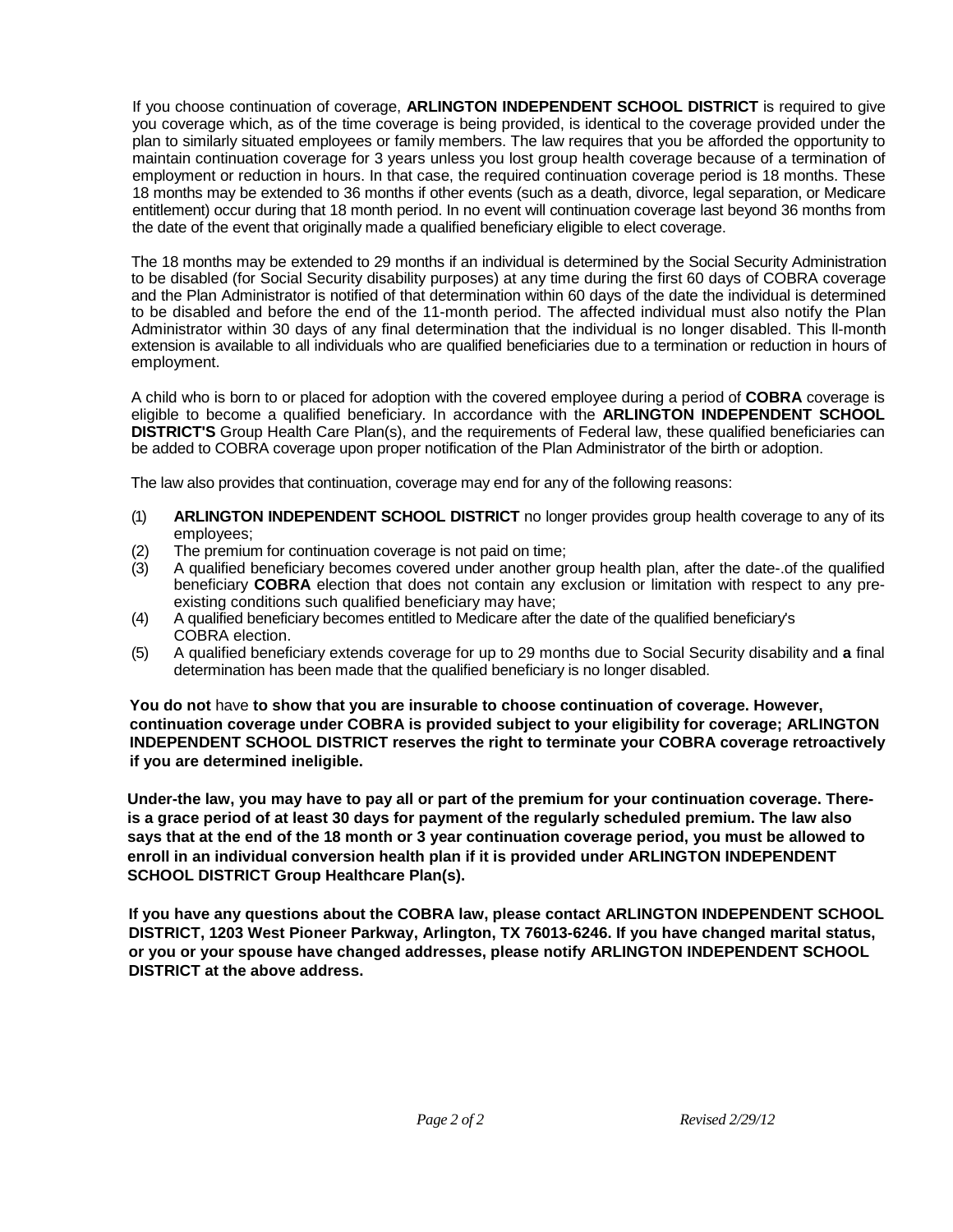If you choose continuation of coverage, **ARLINGTON INDEPENDENT SCHOOL DISTRICT** is required to give you coverage which, as of the time coverage is being provided, is identical to the coverage provided under the plan to similarly situated employees or family members. The law requires that you be afforded the opportunity to maintain continuation coverage for 3 years unless you lost group health coverage because of a termination of employment or reduction in hours. In that case, the required continuation coverage period is 18 months. These 18 months may be extended to 36 months if other events (such as a death, divorce, legal separation, or Medicare entitlement) occur during that 18 month period. In no event will continuation coverage last beyond 36 months from the date of the event that originally made a qualified beneficiary eligible to elect coverage.

The 18 months may be extended to 29 months if an individual is determined by the Social Security Administration to be disabled (for Social Security disability purposes) at any time during the first 60 days of COBRA coverage and the Plan Administrator is notified of that determination within 60 days of the date the individual is determined to be disabled and before the end of the 11-month period. The affected individual must also notify the Plan Administrator within 30 days of any final determination that the individual is no longer disabled. This ll-month extension is available to all individuals who are qualified beneficiaries due to a termination or reduction in hours of employment.

A child who is born to or placed for adoption with the covered employee during a period of **COBRA** coverage is eligible to become a qualified beneficiary. In accordance with the **ARLINGTON INDEPENDENT SCHOOL DISTRICT'S** Group Health Care Plan(s), and the requirements of Federal law, these qualified beneficiaries can be added to COBRA coverage upon proper notification of the Plan Administrator of the birth or adoption.

The law also provides that continuation, coverage may end for any of the following reasons:

(1) **ARLINGTON INDEPENDENT SCHOOL DISTRICT** no longer provides group health coverage to any of its employees;
(2) The premium for continuation coverage is not paid on time;
(3) A qualified beneficiary becomes covered under another group health plan, after the date-.of the qualified beneficiary **COBRA** election that does not contain any exclusion or limitation with respect to any pre-existing conditions such qualified beneficiary may have;
(4) A qualified beneficiary becomes entitled to Medicare after the date of the qualified beneficiary's COBRA election.
(5) A qualified beneficiary extends coverage for up to 29 months due to Social Security disability and **a** final determination has been made that the qualified beneficiary is no longer disabled.

**You do not** have **to show that you are insurable to choose continuation of coverage. However, continuation coverage under COBRA is provided subject to your eligibility for coverage; ARLINGTON INDEPENDENT SCHOOL DISTRICT reserves the right to terminate your COBRA coverage retroactively if you are determined ineligible.**

**Under-the law, you may have to pay all or part of the premium for your continuation coverage. There-is a grace period of at least 30 days for payment of the regularly scheduled premium. The law also says that at the end of the 18 month or 3 year continuation coverage period, you must be allowed to enroll in an individual conversion health plan if it is provided under ARLINGTON INDEPENDENT SCHOOL DISTRICT Group Healthcare Plan(s).**

**If you have any questions about the COBRA law, please contact ARLINGTON INDEPENDENT SCHOOL DISTRICT, 1203 West Pioneer Parkway, Arlington, TX 76013-6246. If you have changed marital status, or you or your spouse have changed addresses, please notify ARLINGTON INDEPENDENT SCHOOL DISTRICT at the above address.**

*Revised 2/29/12*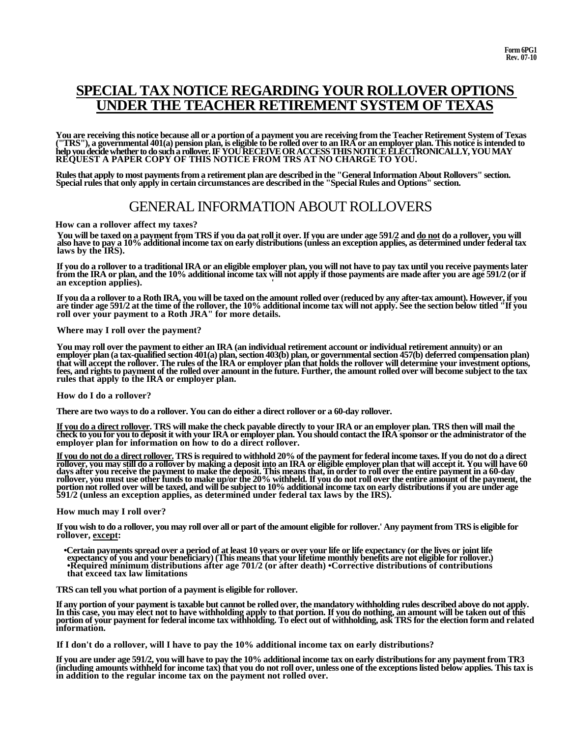Form 6PG1
Rev. 07-10

# SPECIAL TAX NOTICE REGARDING YOUR ROLLOVER OPTIONS UNDER THE TEACHER RETIREMENT SYSTEM OF TEXAS

**You are receiving this notice because all or a portion of a payment you are receiving from the Teacher Retirement System of Texas ("TRS"), a governmental 401(a) pension plan, is eligible to be rolled over to an IRA or an employer plan. This notice is intended to help you decide whether to do such a rollover. IF YOU RECEIVE OR ACCESS THIS NOTICE ELECTRONICALLY, YOU MAY REQUEST A PAPER COPY OF THIS NOTICE FROM TRS AT NO CHARGE TO YOU.**

**Rules that apply to most payments from a retirement plan are described in the "General Information About Rollovers" section. Special rules that only apply in certain circumstances are described in the "Special Rules and Options" section.**

## GENERAL INFORMATION ABOUT ROLLOVERS

### How can a rollover affect my taxes?

**You will be taxed on a payment from TRS if you da oat roll it over. If you are under age 591/2 and <u>do not</u> do a rollover, you will also have to pay a 10% additional income tax on early distributions (unless an exception applies, as determined under federal tax laws by the IRS).**

**If you do a rollover to a traditional IRA or an eligible employer plan, you will not have to pay tax until you receive payments later from the IRA or plan, and the 10% additional income tax will not apply if those payments are made after you are age 591/2 (or if an exception applies).**

**If you da a rollover to a Roth IRA, you will be taxed on the amount rolled over (reduced by any after-tax amount). However, if you are tinder age 591/2 at the time of the rollover, the 10% additional income tax will not apply. See the section below titled "If you roll over your payment to a Roth JRA" for more details.**

### Where may I roll over the payment?

**You may roll over the payment to either an IRA (an individual retirement account or individual retirement annuity) or an employer plan (a tax-qualified section 401(a) plan, section 403(b) plan, or governmental section 457(b) deferred compensation plan) that will accept the rollover. The rules of the IRA or employer plan that holds the rollover will determine your investment options, fees, and rights to payment of the rolled over amount in the future. Further, the amount rolled over will become subject to the tax rules that apply to the IRA or employer plan.**

### How do I do a rollover?

**There are two ways to do a rollover. You can do either a direct rollover or a 60-day rollover.**

**<u>If you do a direct rollover</u>. TRS will make the check payable directly to your IRA or an employer plan. TRS then will mail the check to you for you to deposit it with your IRA or employer plan. You should contact the IRA sponsor or the administrator of the employer plan for information on how to do a direct rollover.**

**<u>If you do not do a direct rollover.</u> TRS is required to withhold 20% of the payment for federal income taxes. If you do not do a direct rollover, you may still do a rollover by making a deposit into an IRA or eligible employer plan that will accept it. You will have 60 days after you receive the payment to make the deposit. This means that, in order to roll over the entire payment in a 60-day rollover, you must use other funds to make up/or the 20% withheld. If you do not roll over the entire amount of the payment, the portion not rolled over will be taxed, and will be subject to 10% additional income tax on early distributions if you are under age 591/2 (unless an exception applies, as determined under federal tax laws by the IRS).**

### How much may I roll over?

**If you wish to do a rollover, you may roll over all or part of the amount eligible for rollover.' Any payment from TRS is eligible for rollover, <u>except</u>:**

- **Certain payments spread over a period of at least 10 years or over your life or life expectancy (or the lives or joint life expectancy of you and your beneficiary) (This means that your lifetime monthly benefits are not eligible for rollover.)**
- **Required minimum distributions after age 701/2 (or after death)**
- **Corrective distributions of contributions that exceed tax law limitations**

**TRS can tell you what portion of a payment is eligible for rollover.**

**If any portion of your payment is taxable but cannot be rolled over, the mandatory withholding rules described above do not apply. In this case, you may elect not to have withholding apply to that portion. If you do nothing, an amount will be taken out of this portion of your payment for federal income tax withholding. To elect out of withholding, ask TRS for the election form and related information.**

### If I don't do a rollover, will I have to pay the 10% additional income tax on early distributions?

**If you are under age 591/2, you will have to pay the 10% additional income tax on early distributions for any payment from TR3 (including amounts withheld for income tax) that you do not roll over, unless one of the exceptions listed below applies. This tax is in addition to the regular income tax on the payment not rolled over.**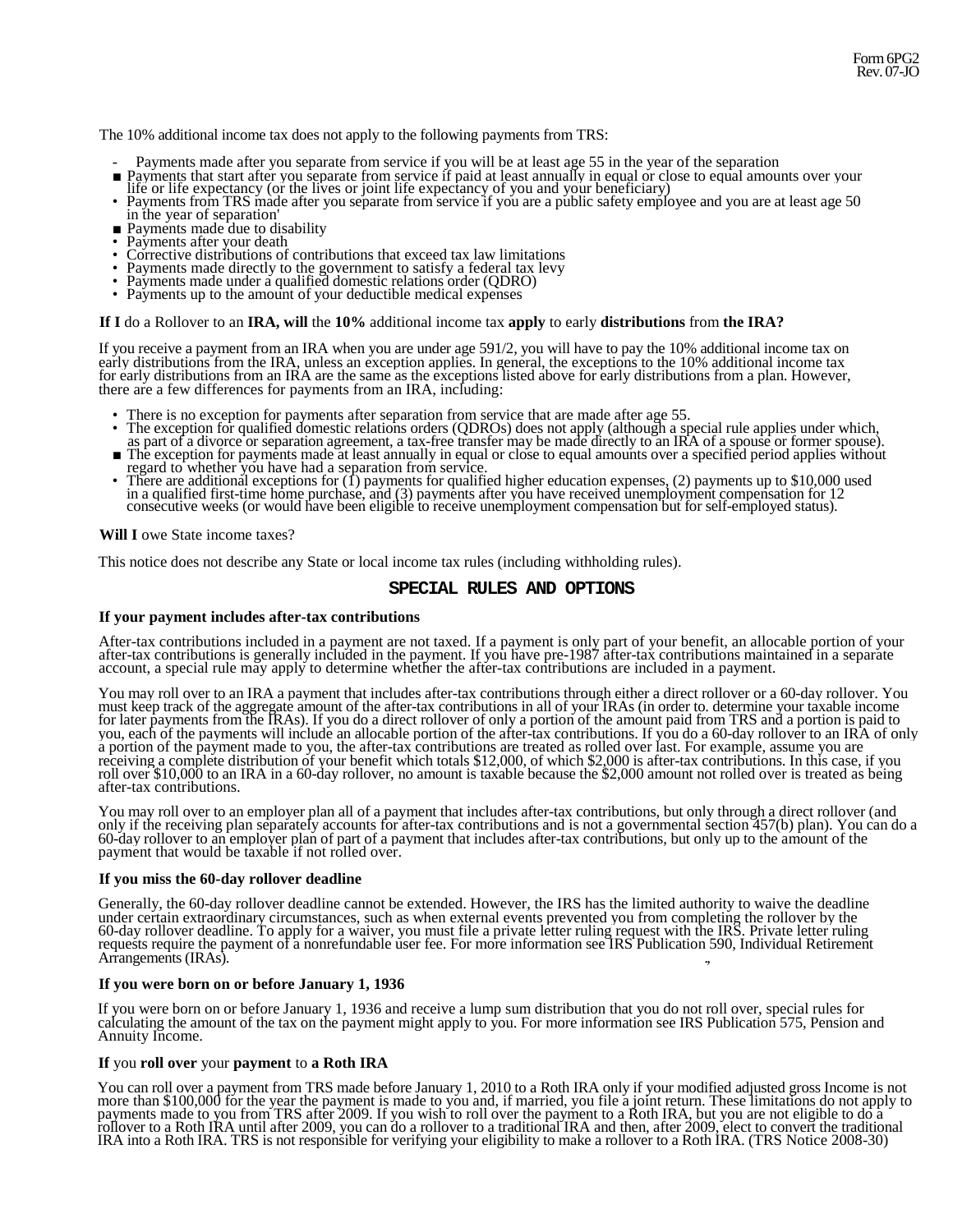The 10% additional income tax does not apply to the following payments from TRS:

- Payments made after you separate from service if you will be at least age 55 in the year of the separation
- Payments that start after you separate from service if paid at least annually in equal or close to equal amounts over your life or life expectancy (or the lives or joint life expectancy of you and your beneficiary)
- Payments from TRS made after you separate from service if you are a public safety employee and you are at least age 50 in the year of separation'
- Payments made due to disability
- Payments after your death
- Corrective distributions of contributions that exceed tax law limitations
- Payments made directly to the government to satisfy a federal tax levy
- Payments made under a qualified domestic relations order (QDRO)
- Payments up to the amount of your deductible medical expenses

**If I** do a Rollover to an **IRA, will** the **10%** additional income tax **apply** to early **distributions** from **the IRA?**

If you receive a payment from an IRA when you are under age 591/2, you will have to pay the 10% additional income tax on early distributions from the IRA, unless an exception applies. In general, the exceptions to the 10% additional income tax for early distributions from an IRA are the same as the exceptions listed above for early distributions from a plan. However, there are a few differences for payments from an IRA, including:

- There is no exception for payments after separation from service that are made after age 55.
- The exception for qualified domestic relations orders (QDROs) does not apply (although a special rule applies under which, as part of a divorce or separation agreement, a tax-free transfer may be made directly to an IRA of a spouse or former spouse).
- The exception for payments made at least annually in equal or close to equal amounts over a specified period applies without regard to whether you have had a separation from service.
- There are additional exceptions for (1) payments for qualified higher education expenses, (2) payments up to $10,000 used in a qualified first-time home purchase, and (3) payments after you have received unemployment compensation for 12 consecutive weeks (or would have been eligible to receive unemployment compensation but for self-employed status).

**Will I** owe State income taxes?

This notice does not describe any State or local income tax rules (including withholding rules).

## SPECIAL RULES AND OPTIONS

**If your payment includes after-tax contributions**

After-tax contributions included in a payment are not taxed. If a payment is only part of your benefit, an allocable portion of your after-tax contributions is generally included in the payment. If you have pre-1987 after-tax contributions maintained in a separate account, a special rule may apply to determine whether the after-tax contributions are included in a payment.

You may roll over to an IRA a payment that includes after-tax contributions through either a direct rollover or a 60-day rollover. You must keep track of the aggregate amount of the after-tax contributions in all of your IRAs (in order to. determine your taxable income for later payments from the IRAs). If you do a direct rollover of only a portion of the amount paid from TRS and a portion is paid to you, each of the payments will include an allocable portion of the after-tax contributions. If you do a 60-day rollover to an IRA of only a portion of the payment made to you, the after-tax contributions are treated as rolled over last. For example, assume you are receiving a complete distribution of your benefit which totals $12,000, of which $2,000 is after-tax contributions. In this case, if you roll over $10,000 to an IRA in a 60-day rollover, no amount is taxable because the $2,000 amount not rolled over is treated as being after-tax contributions.

You may roll over to an employer plan all of a payment that includes after-tax contributions, but only through a direct rollover (and only if the receiving plan separately accounts for after-tax contributions and is not a governmental section 457(b) plan). You can do a 60-day rollover to an employer plan of part of a payment that includes after-tax contributions, but only up to the amount of the payment that would be taxable if not rolled over.

**If you miss the 60-day rollover deadline**

Generally, the 60-day rollover deadline cannot be extended. However, the IRS has the limited authority to waive the deadline under certain extraordinary circumstances, such as when external events prevented you from completing the rollover by the 60-day rollover deadline. To apply for a waiver, you must file a private letter ruling request with the IRS. Private letter ruling requests require the payment of a nonrefundable user fee. For more information see IRS Publication 590, Individual Retirement Arrangements (IRAs).

**If you were born on or before January 1, 1936**

If you were born on or before January 1, 1936 and receive a lump sum distribution that you do not roll over, special rules for calculating the amount of the tax on the payment might apply to you. For more information see IRS Publication 575, Pension and Annuity Income.

**If** you **roll over** your **payment** to **a Roth IRA**

You can roll over a payment from TRS made before January 1, 2010 to a Roth IRA only if your modified adjusted gross Income is not more than $100,000 for the year the payment is made to you and, if married, you file a joint return. These limitations do not apply to payments made to you from TRS after 2009. If you wish to roll over the payment to a Roth IRA, but you are not eligible to do a rollover to a Roth IRA until after 2009, you can do a rollover to a traditional IRA and then, after 2009, elect to convert the traditional IRA into a Roth IRA. TRS is not responsible for verifying your eligibility to make a rollover to a Roth IRA. (TRS Notice 2008-30)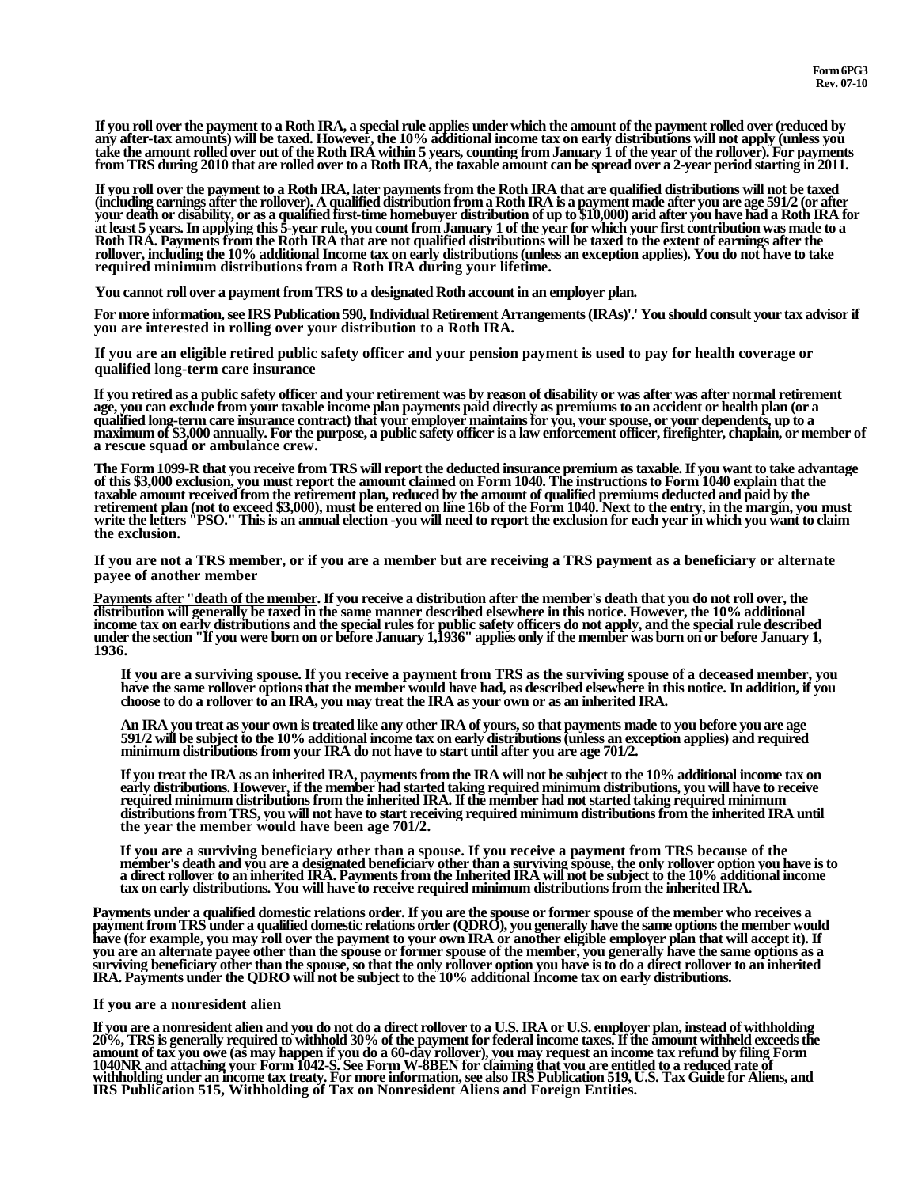Form 6PG3
Rev. 07-10

If you roll over the payment to a Roth IRA, a special rule applies under which the amount of the payment rolled over (reduced by any after-tax amounts) will be taxed. However, the 10% additional income tax on early distributions will not apply (unless you take the amount rolled over out of the Roth IRA within 5 years, counting from January 1 of the year of the rollover). For payments from TRS during 2010 that are rolled over to a Roth IRA, the taxable amount can be spread over a 2-year period starting in 2011.

If you roll over the payment to a Roth IRA, later payments from the Roth IRA that are qualified distributions will not be taxed (including earnings after the rollover). A qualified distribution from a Roth IRA is a payment made after you are age 591/2 (or after your death or disability, or as a qualified first-time homebuyer distribution of up to $10,000) arid after you have had a Roth IRA for at least 5 years. In applying this 5-year rule, you count from January 1 of the year for which your first contribution was made to a Roth IRA. Payments from the Roth IRA that are not qualified distributions will be taxed to the extent of earnings after the rollover, including the 10% additional Income tax on early distributions (unless an exception applies). You do not have to take required minimum distributions from a Roth IRA during your lifetime.

You cannot roll over a payment from TRS to a designated Roth account in an employer plan.

For more information, see IRS Publication 590, Individual Retirement Arrangements (IRAs)'.' You should consult your tax advisor if you are interested in rolling over your distribution to a Roth IRA.

**If you are an eligible retired public safety officer and your pension payment is used to pay for health coverage or qualified long-term care insurance**

If you retired as a public safety officer and your retirement was by reason of disability or was after was after normal retirement age, you can exclude from your taxable income plan payments paid directly as premiums to an accident or health plan (or a qualified long-term care insurance contract) that your employer maintains for you, your spouse, or your dependents, up to a maximum of $3,000 annually. For the purpose, a public safety officer is a law enforcement officer, firefighter, chaplain, or member of a rescue squad or ambulance crew.

The Form 1099-R that you receive from TRS will report the deducted insurance premium as taxable. If you want to take advantage of this $3,000 exclusion, you must report the amount claimed on Form 1040. The instructions to Form 1040 explain that the taxable amount received from the retirement plan, reduced by the amount of qualified premiums deducted and paid by the retirement plan (not to exceed $3,000), must be entered on line 16b of the Form 1040. Next to the entry, in the margin, you must write the letters "PSO." This is an annual election -you will need to report the exclusion for each year in which you want to claim the exclusion.

**If you are not a TRS member, or if you are a member but are receiving a TRS payment as a beneficiary or alternate payee of another member**

Payments after "death of the member. If you receive a distribution after the member's death that you do not roll over, the distribution will generally be taxed in the same manner described elsewhere in this notice. However, the 10% additional income tax on early distributions and the special rules for public safety officers do not apply, and the special rule described under the section "If you were born on or before January 1,1936" applies only if the member was born on or before January 1, 1936.

If you are a surviving spouse. If you receive a payment from TRS as the surviving spouse of a deceased member, you have the same rollover options that the member would have had, as described elsewhere in this notice. In addition, if you choose to do a rollover to an IRA, you may treat the IRA as your own or as an inherited IRA.

An IRA you treat as your own is treated like any other IRA of yours, so that payments made to you before you are age 591/2 will be subject to the 10% additional income tax on early distributions (unless an exception applies) and required minimum distributions from your IRA do not have to start until after you are age 701/2.

If you treat the IRA as an inherited IRA, payments from the IRA will not be subject to the 10% additional income tax on early distributions. However, if the member had started taking required minimum distributions, you will have to receive required minimum distributions from the inherited IRA. If the member had not started taking required minimum distributions from TRS, you will not have to start receiving required minimum distributions from the inherited IRA until the year the member would have been age 701/2.

If you are a surviving beneficiary other than a spouse. If you receive a payment from TRS because of the member's death and you are a designated beneficiary other than a surviving spouse, the only rollover option you have is to a direct rollover to an inherited IRA. Payments from the Inherited IRA will not be subject to the 10% additional income tax on early distributions. You will have to receive required minimum distributions from the inherited IRA.

Payments under a qualified domestic relations order. If you are the spouse or former spouse of the member who receives a payment from TRS under a qualified domestic relations order (QDRO), you generally have the same options the member would have (for example, you may roll over the payment to your own IRA or another eligible employer plan that will accept it). If you are an alternate payee other than the spouse or former spouse of the member, you generally have the same options as a surviving beneficiary other than the spouse, so that the only rollover option you have is to do a direct rollover to an inherited IRA. Payments under the QDRO will not be subject to the 10% additional Income tax on early distributions.

**If you are a nonresident alien**

If you are a nonresident alien and you do not do a direct rollover to a U.S. IRA or U.S. employer plan, instead of withholding 20%, TRS is generally required to withhold 30% of the payment for federal income taxes. If the amount withheld exceeds the amount of tax you owe (as may happen if you do a 60-day rollover), you may request an income tax refund by filing Form 1040NR and attaching your Form 1042-S. See Form W-8BEN for claiming that you are entitled to a reduced rate of withholding under an income tax treaty. For more information, see also IRS Publication 519, U.S. Tax Guide for Aliens, and IRS Publication 515, Withholding of Tax on Nonresident Aliens and Foreign Entities.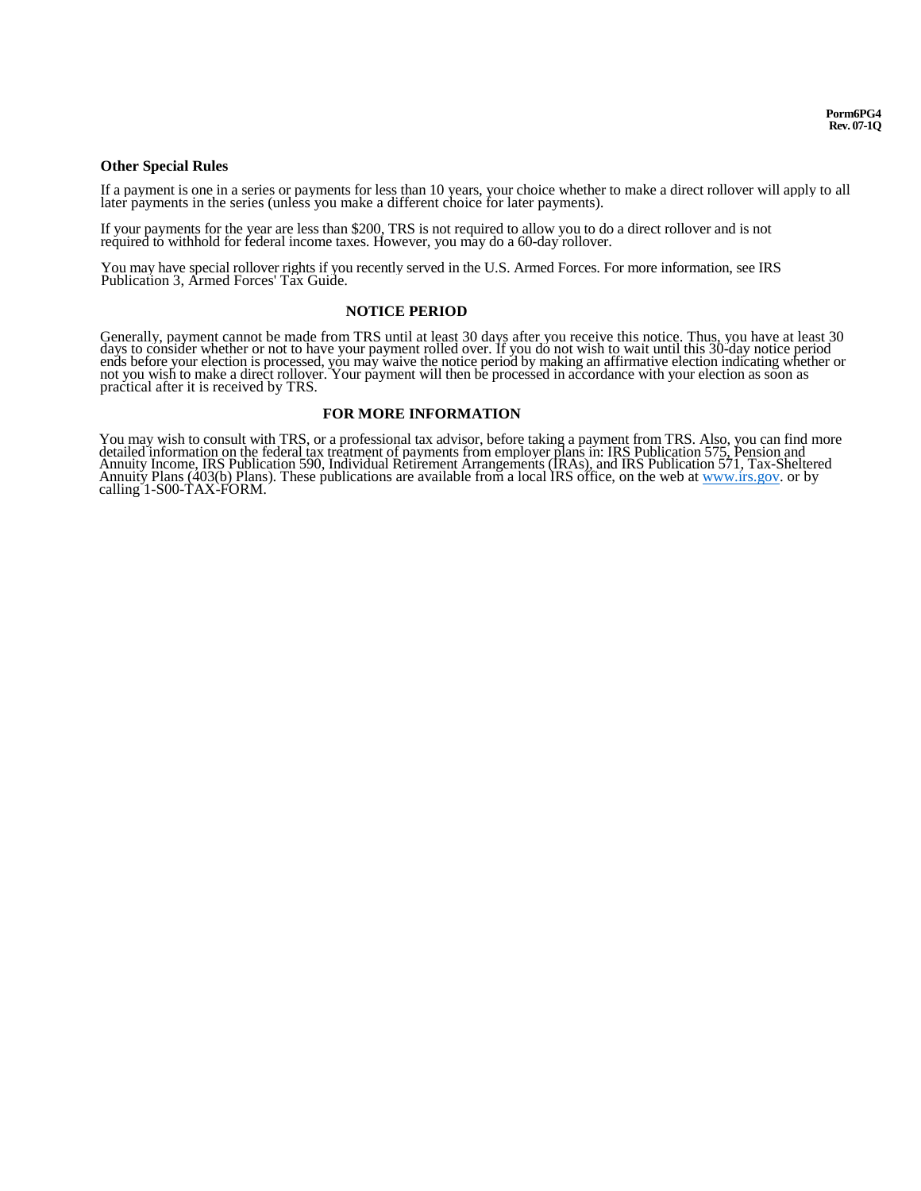Porm6PG4
Rev. 07-1Q

**Other Special Rules**

If a payment is one in a series or payments for less than 10 years, your choice whether to make a direct rollover will apply to all later payments in the series (unless you make a different choice for later payments).

If your payments for the year are less than $200, TRS is not required to allow you to do a direct rollover and is not required to withhold for federal income taxes. However, you may do a 60-day rollover.

You may have special rollover rights if you recently served in the U.S. Armed Forces. For more information, see IRS Publication 3, Armed Forces' Tax Guide.

## NOTICE PERIOD

Generally, payment cannot be made from TRS until at least 30 days after you receive this notice. Thus, you have at least 30 days to consider whether or not to have your payment rolled over. If you do not wish to wait until this 30-day notice period ends before your election is processed, you may waive the notice period by making an affirmative election indicating whether or not you wish to make a direct rollover. Your payment will then be processed in accordance with your election as soon as practical after it is received by TRS.

## FOR MORE INFORMATION

You may wish to consult with TRS, or a professional tax advisor, before taking a payment from TRS. Also, you can find more detailed information on the federal tax treatment of payments from employer plans in: IRS Publication 575, Pension and Annuity Income, IRS Publication 590, Individual Retirement Arrangements (IRAs), and IRS Publication 571, Tax-Sheltered Annuity Plans (403(b) Plans). These publications are available from a local IRS office, on the web at www.irs.gov. or by calling 1-S00-TAX-FORM.